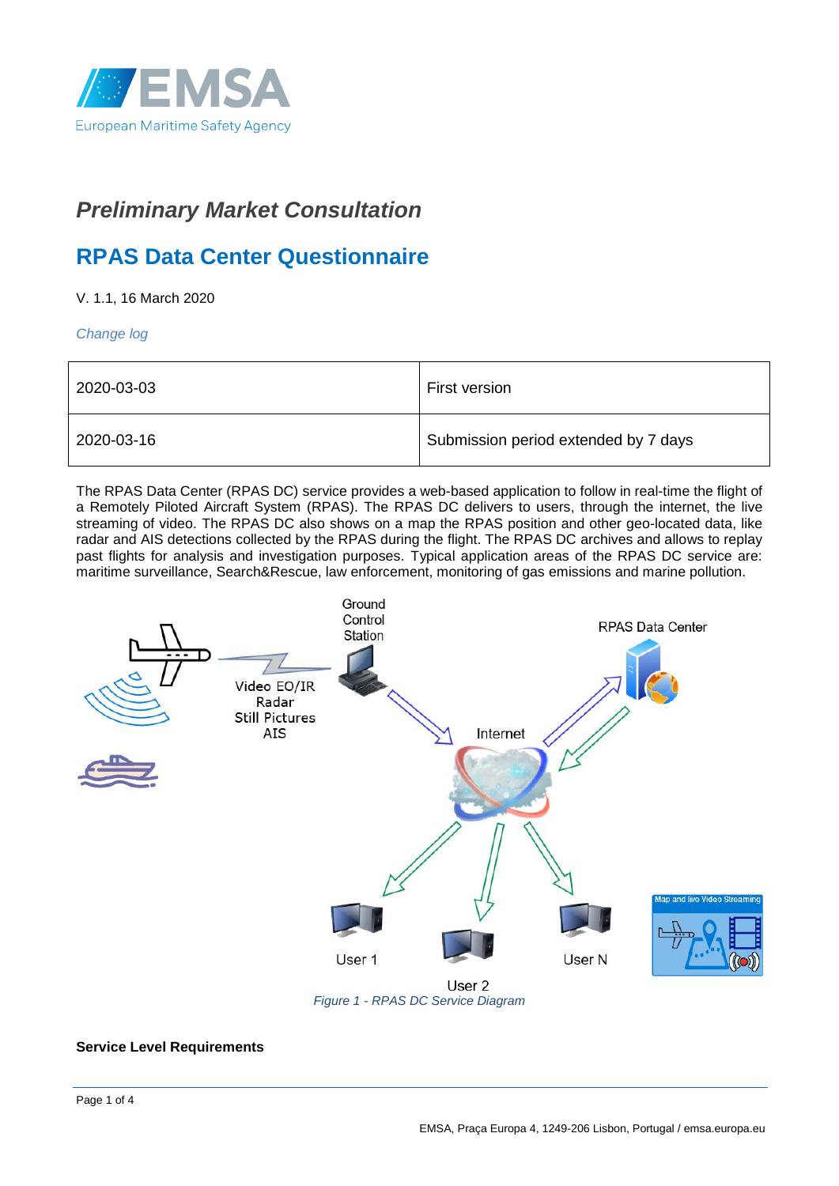EMSA
European Maritime Safety Agency

# *Preliminary Market Consultation*

# RPAS Data Center Questionnaire

V. 1.1, 16 March 2020

*Change log*

| | |
|---|---|
| 2020-03-03 | First version |
| 2020-03-16 | Submission period extended by 7 days |

The RPAS Data Center (RPAS DC) service provides a web-based application to follow in real-time the flight of a Remotely Piloted Aircraft System (RPAS). The RPAS DC delivers to users, through the internet, the live streaming of video. The RPAS DC also shows on a map the RPAS position and other geo-located data, like radar and AIS detections collected by the RPAS during the flight. The RPAS DC archives and allows to replay past flights for analysis and investigation purposes. Typical application areas of the RPAS DC service are: maritime surveillance, Search&Rescue, law enforcement, monitoring of gas emissions and marine pollution.

*Figure 1 - RPAS DC Service Diagram*

**Service Level Requirements**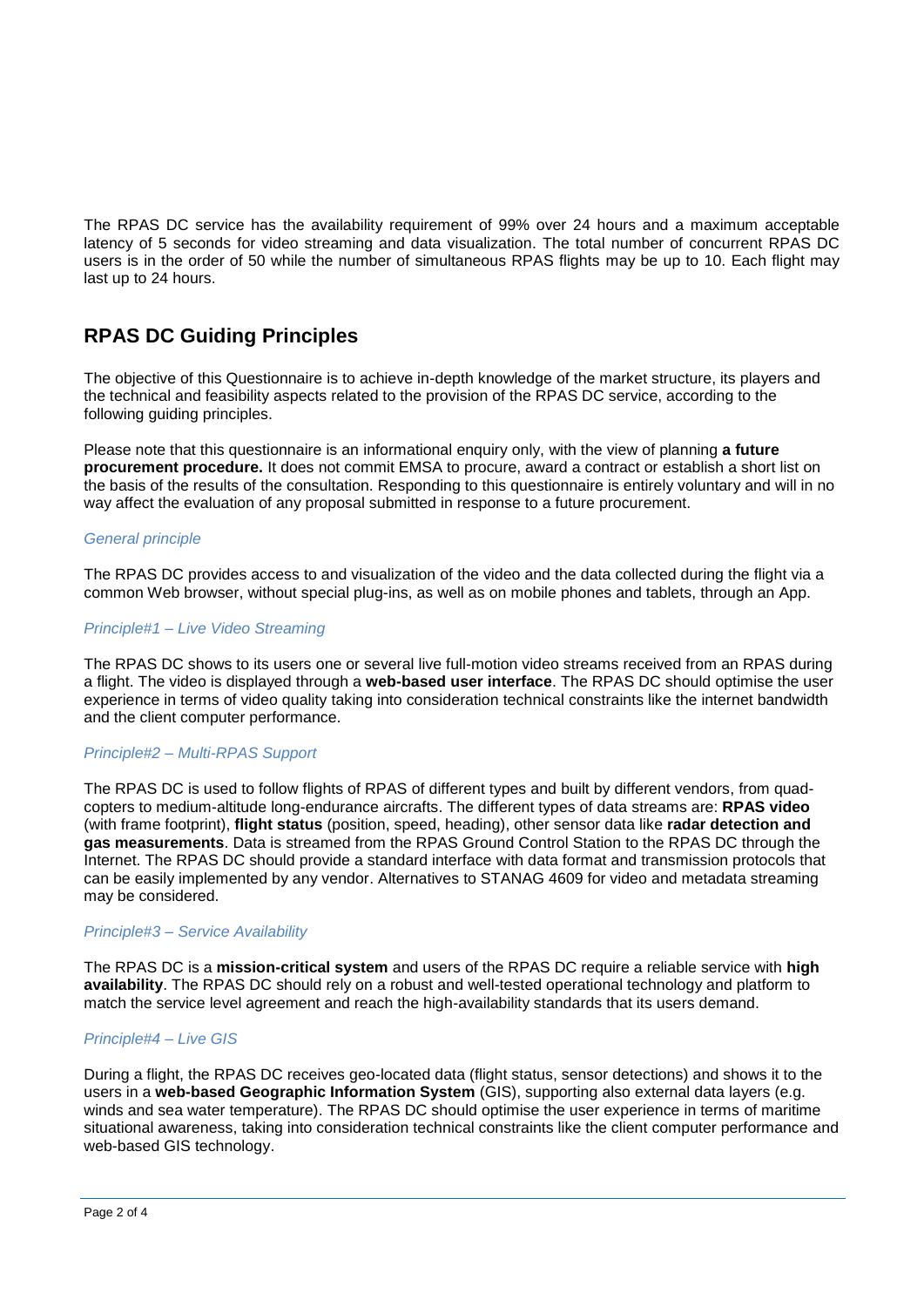The RPAS DC service has the availability requirement of 99% over 24 hours and a maximum acceptable latency of 5 seconds for video streaming and data visualization. The total number of concurrent RPAS DC users is in the order of 50 while the number of simultaneous RPAS flights may be up to 10. Each flight may last up to 24 hours.

## RPAS DC Guiding Principles

The objective of this Questionnaire is to achieve in-depth knowledge of the market structure, its players and the technical and feasibility aspects related to the provision of the RPAS DC service, according to the following guiding principles.

Please note that this questionnaire is an informational enquiry only, with the view of planning **a future procurement procedure.** It does not commit EMSA to procure, award a contract or establish a short list on the basis of the results of the consultation. Responding to this questionnaire is entirely voluntary and will in no way affect the evaluation of any proposal submitted in response to a future procurement.

*General principle*

The RPAS DC provides access to and visualization of the video and the data collected during the flight via a common Web browser, without special plug-ins, as well as on mobile phones and tablets, through an App.

*Principle#1 – Live Video Streaming*

The RPAS DC shows to its users one or several live full-motion video streams received from an RPAS during a flight. The video is displayed through a **web-based user interface**. The RPAS DC should optimise the user experience in terms of video quality taking into consideration technical constraints like the internet bandwidth and the client computer performance.

*Principle#2 – Multi-RPAS Support*

The RPAS DC is used to follow flights of RPAS of different types and built by different vendors, from quad-copters to medium-altitude long-endurance aircrafts. The different types of data streams are: **RPAS video** (with frame footprint), **flight status** (position, speed, heading), other sensor data like **radar detection and gas measurements**. Data is streamed from the RPAS Ground Control Station to the RPAS DC through the Internet. The RPAS DC should provide a standard interface with data format and transmission protocols that can be easily implemented by any vendor. Alternatives to STANAG 4609 for video and metadata streaming may be considered.

*Principle#3 – Service Availability*

The RPAS DC is a **mission-critical system** and users of the RPAS DC require a reliable service with **high availability**. The RPAS DC should rely on a robust and well-tested operational technology and platform to match the service level agreement and reach the high-availability standards that its users demand.

*Principle#4 – Live GIS*

During a flight, the RPAS DC receives geo-located data (flight status, sensor detections) and shows it to the users in a **web-based Geographic Information System** (GIS), supporting also external data layers (e.g. winds and sea water temperature). The RPAS DC should optimise the user experience in terms of maritime situational awareness, taking into consideration technical constraints like the client computer performance and web-based GIS technology.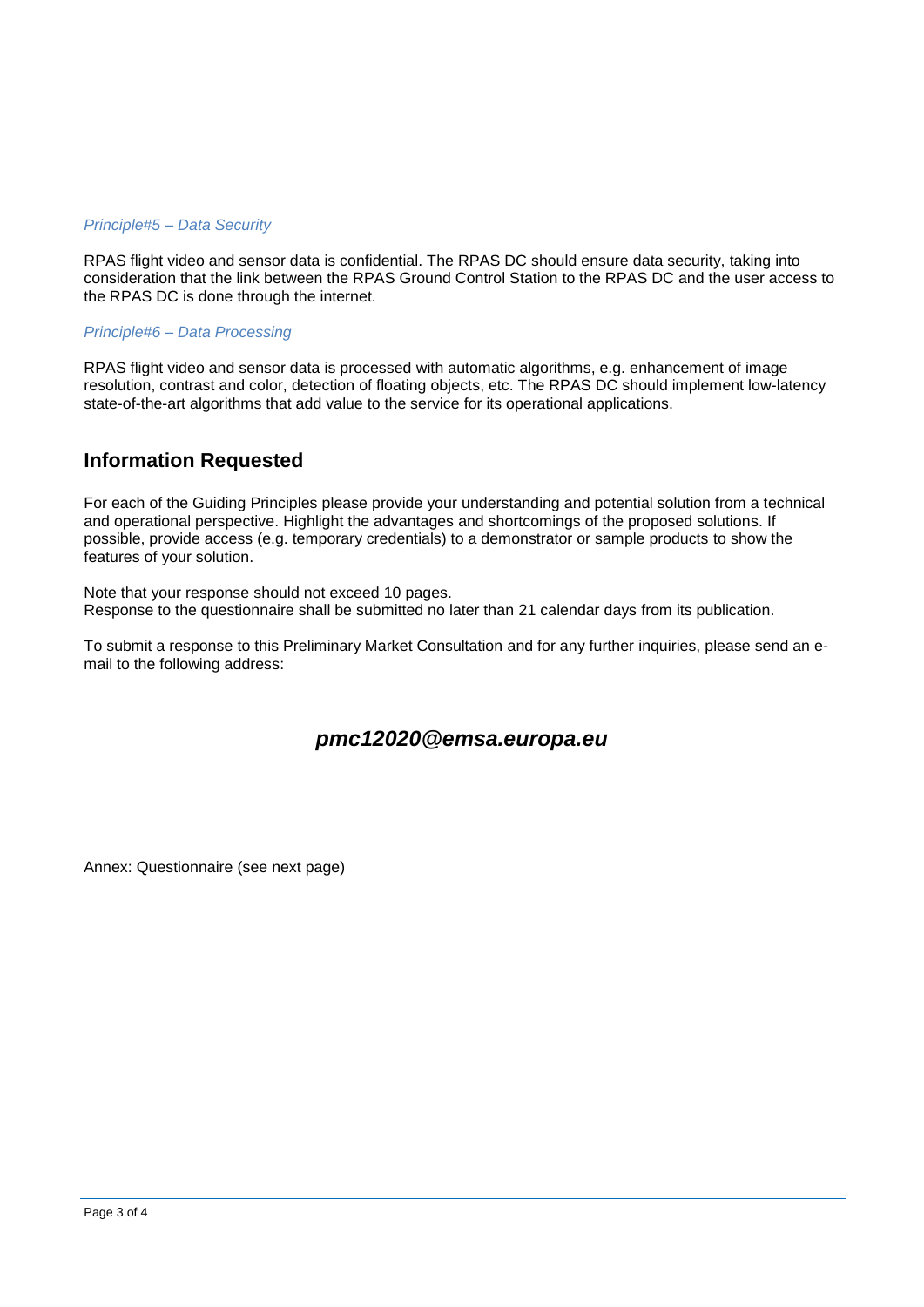*Principle#5 – Data Security*

RPAS flight video and sensor data is confidential. The RPAS DC should ensure data security, taking into consideration that the link between the RPAS Ground Control Station to the RPAS DC and the user access to the RPAS DC is done through the internet.

*Principle#6 – Data Processing*

RPAS flight video and sensor data is processed with automatic algorithms, e.g. enhancement of image resolution, contrast and color, detection of floating objects, etc. The RPAS DC should implement low-latency state-of-the-art algorithms that add value to the service for its operational applications.

## Information Requested

For each of the Guiding Principles please provide your understanding and potential solution from a technical and operational perspective. Highlight the advantages and shortcomings of the proposed solutions. If possible, provide access (e.g. temporary credentials) to a demonstrator or sample products to show the features of your solution.

Note that your response should not exceed 10 pages.
Response to the questionnaire shall be submitted no later than 21 calendar days from its publication.

To submit a response to this Preliminary Market Consultation and for any further inquiries, please send an e-mail to the following address:

***pmc12020@emsa.europa.eu***

Annex: Questionnaire (see next page)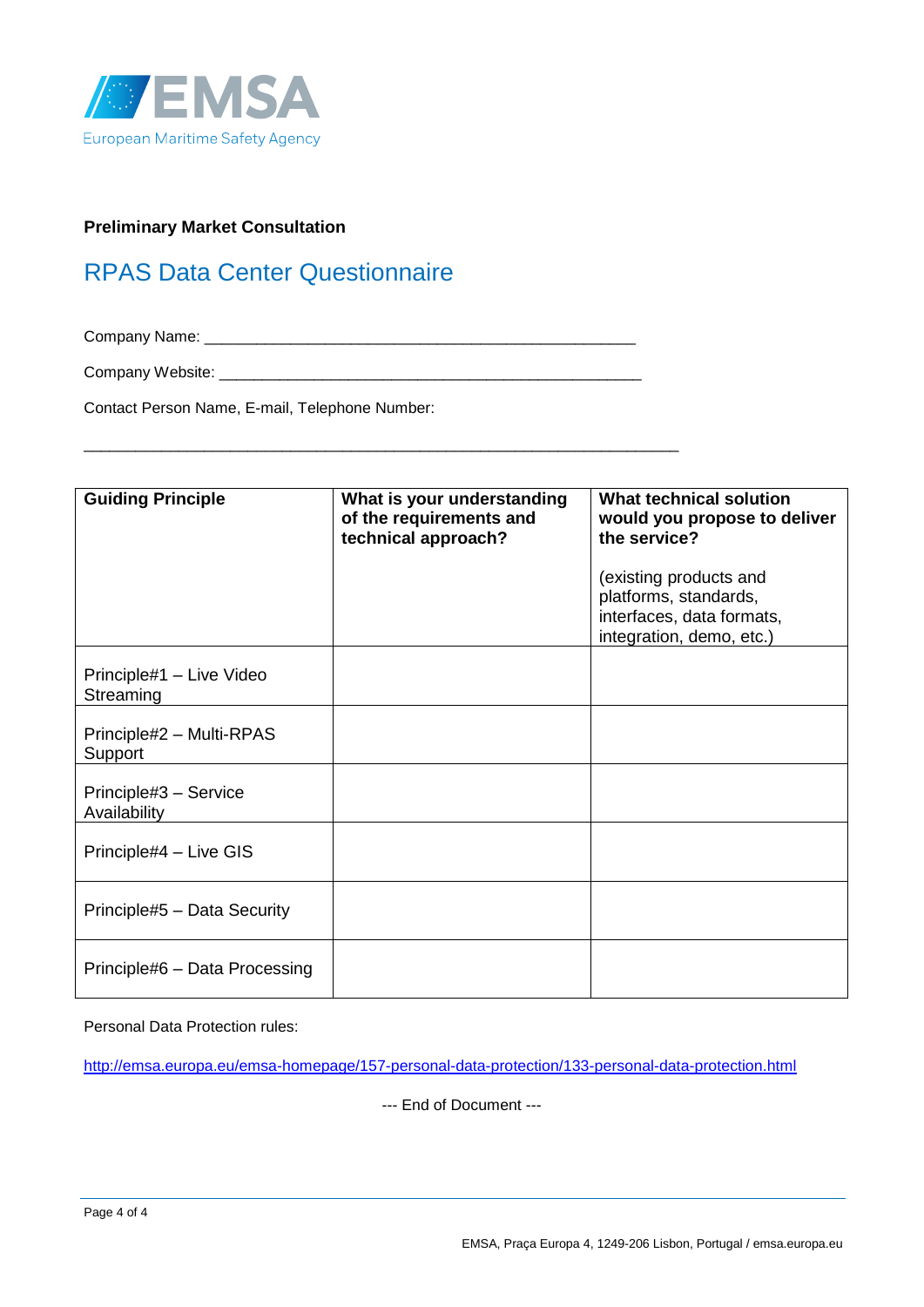**Preliminary Market Consultation**

## RPAS Data Center Questionnaire

Company Name: ___________________________________________________

Company Website: _________________________________________________

Contact Person Name, E-mail, Telephone Number:

_______________________________________________________________________

| **Guiding Principle** | **What is your understanding of the requirements and technical approach?** | **What technical solution would you propose to deliver the service?** (existing products and platforms, standards, interfaces, data formats, integration, demo, etc.) |
|---|---|---|
| Principle#1 – Live Video Streaming | | |
| Principle#2 – Multi-RPAS Support | | |
| Principle#3 – Service Availability | | |
| Principle#4 – Live GIS | | |
| Principle#5 – Data Security | | |
| Principle#6 – Data Processing | | |

Personal Data Protection rules:

http://emsa.europa.eu/emsa-homepage/157-personal-data-protection/133-personal-data-protection.html

--- End of Document ---